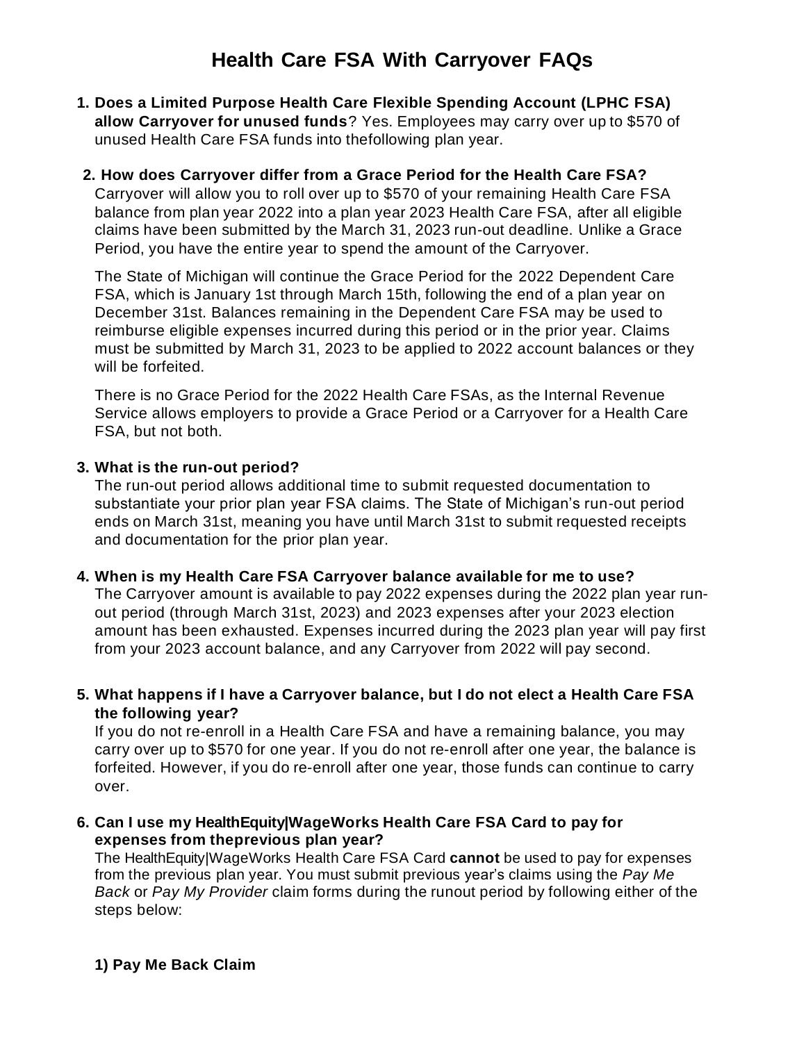# Health Care FSA With Carryover FAQs

**1. Does a Limited Purpose Health Care Flexible Spending Account (LPHC FSA) allow Carryover for unused funds**? Yes. Employees may carry over up to $570 of unused Health Care FSA funds into thefollowing plan year.

**2. How does Carryover differ from a Grace Period for the Health Care FSA?**
Carryover will allow you to roll over up to $570 of your remaining Health Care FSA balance from plan year 2022 into a plan year 2023 Health Care FSA, after all eligible claims have been submitted by the March 31, 2023 run-out deadline. Unlike a Grace Period, you have the entire year to spend the amount of the Carryover.

The State of Michigan will continue the Grace Period for the 2022 Dependent Care FSA, which is January 1st through March 15th, following the end of a plan year on December 31st. Balances remaining in the Dependent Care FSA may be used to reimburse eligible expenses incurred during this period or in the prior year. Claims must be submitted by March 31, 2023 to be applied to 2022 account balances or they will be forfeited.

There is no Grace Period for the 2022 Health Care FSAs, as the Internal Revenue Service allows employers to provide a Grace Period or a Carryover for a Health Care FSA, but not both.

**3. What is the run-out period?**
The run-out period allows additional time to submit requested documentation to substantiate your prior plan year FSA claims. The State of Michigan's run-out period ends on March 31st, meaning you have until March 31st to submit requested receipts and documentation for the prior plan year.

**4. When is my Health Care FSA Carryover balance available for me to use?**
The Carryover amount is available to pay 2022 expenses during the 2022 plan year run-out period (through March 31st, 2023) and 2023 expenses after your 2023 election amount has been exhausted. Expenses incurred during the 2023 plan year will pay first from your 2023 account balance, and any Carryover from 2022 will pay second.

**5. What happens if I have a Carryover balance, but I do not elect a Health Care FSA the following year?**
If you do not re-enroll in a Health Care FSA and have a remaining balance, you may carry over up to $570 for one year. If you do not re-enroll after one year, the balance is forfeited. However, if you do re-enroll after one year, those funds can continue to carry over.

**6. Can I use my HealthEquity|WageWorks Health Care FSA Card to pay for expenses from theprevious plan year?**
The HealthEquity|WageWorks Health Care FSA Card **cannot** be used to pay for expenses from the previous plan year. You must submit previous year's claims using the *Pay Me Back* or *Pay My Provider* claim forms during the runout period by following either of the steps below:

**1) Pay Me Back Claim**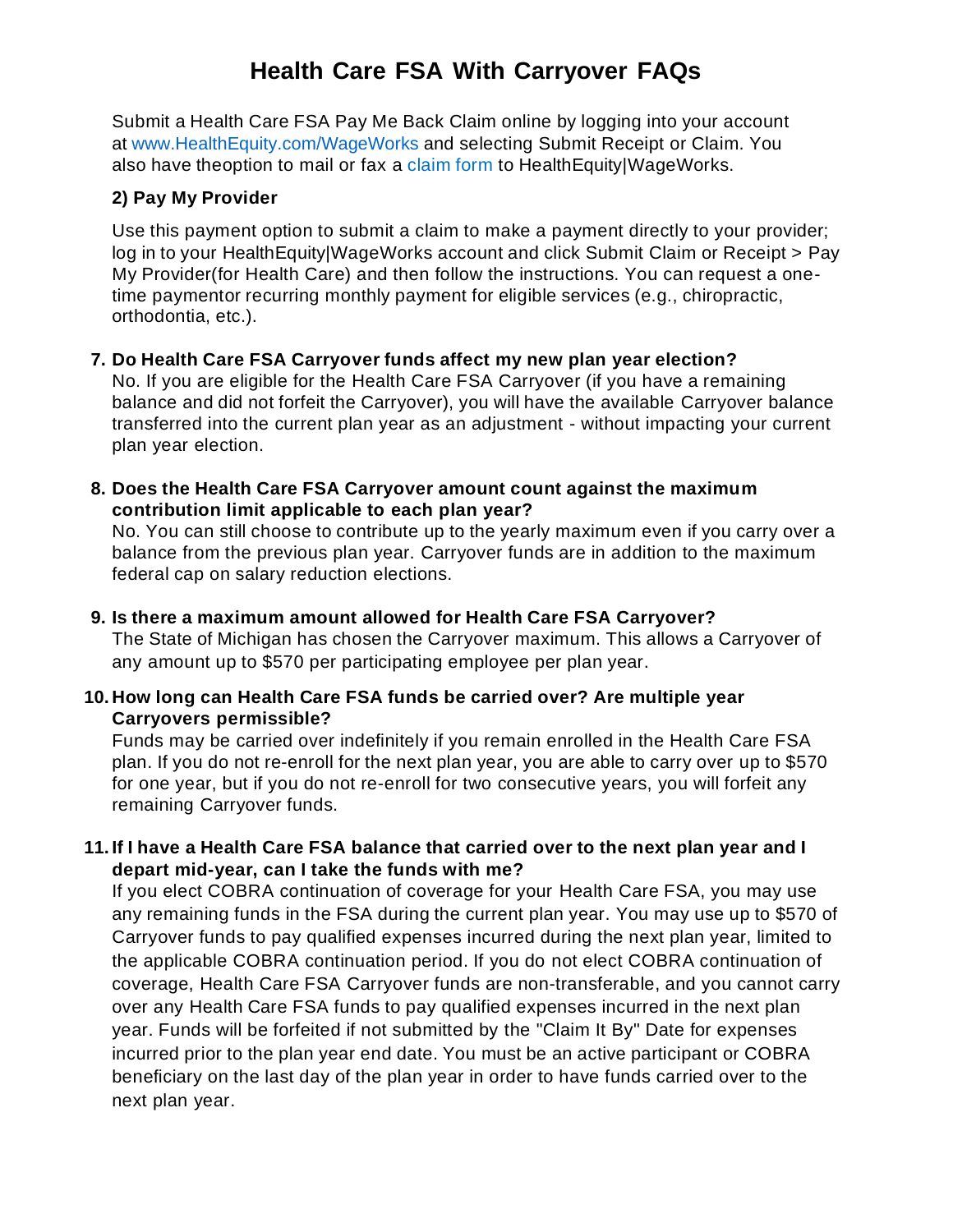# Health Care FSA With Carryover FAQs

Submit a Health Care FSA Pay Me Back Claim online by logging into your account at www.HealthEquity.com/WageWorks and selecting Submit Receipt or Claim. You also have theoption to mail or fax a claim form to HealthEquity|WageWorks.

**2) Pay My Provider**

Use this payment option to submit a claim to make a payment directly to your provider; log in to your HealthEquity|WageWorks account and click Submit Claim or Receipt > Pay My Provider(for Health Care) and then follow the instructions. You can request a one-time paymentor recurring monthly payment for eligible services (e.g., chiropractic, orthodontia, etc.).

7. **Do Health Care FSA Carryover funds affect my new plan year election?**
   No. If you are eligible for the Health Care FSA Carryover (if you have a remaining balance and did not forfeit the Carryover), you will have the available Carryover balance transferred into the current plan year as an adjustment - without impacting your current plan year election.

8. **Does the Health Care FSA Carryover amount count against the maximum contribution limit applicable to each plan year?**
   No. You can still choose to contribute up to the yearly maximum even if you carry over a balance from the previous plan year. Carryover funds are in addition to the maximum federal cap on salary reduction elections.

9. **Is there a maximum amount allowed for Health Care FSA Carryover?**
   The State of Michigan has chosen the Carryover maximum. This allows a Carryover of any amount up to $570 per participating employee per plan year.

10. **How long can Health Care FSA funds be carried over? Are multiple year Carryovers permissible?**
    Funds may be carried over indefinitely if you remain enrolled in the Health Care FSA plan. If you do not re-enroll for the next plan year, you are able to carry over up to $570 for one year, but if you do not re-enroll for two consecutive years, you will forfeit any remaining Carryover funds.

11. **If I have a Health Care FSA balance that carried over to the next plan year and I depart mid-year, can I take the funds with me?**
    If you elect COBRA continuation of coverage for your Health Care FSA, you may use any remaining funds in the FSA during the current plan year. You may use up to $570 of Carryover funds to pay qualified expenses incurred during the next plan year, limited to the applicable COBRA continuation period. If you do not elect COBRA continuation of coverage, Health Care FSA Carryover funds are non-transferable, and you cannot carry over any Health Care FSA funds to pay qualified expenses incurred in the next plan year. Funds will be forfeited if not submitted by the "Claim It By" Date for expenses incurred prior to the plan year end date. You must be an active participant or COBRA beneficiary on the last day of the plan year in order to have funds carried over to the next plan year.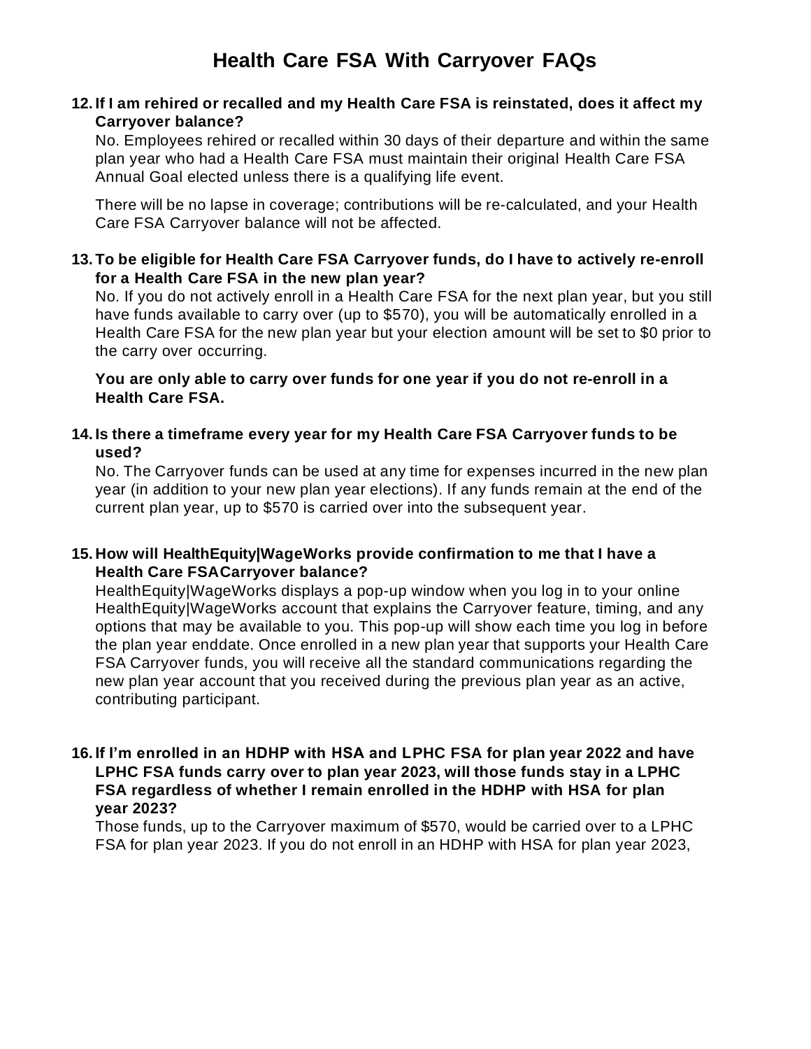# Health Care FSA With Carryover FAQs

12. **If I am rehired or recalled and my Health Care FSA is reinstated, does it affect my Carryover balance?**

    No. Employees rehired or recalled within 30 days of their departure and within the same plan year who had a Health Care FSA must maintain their original Health Care FSA Annual Goal elected unless there is a qualifying life event.

    There will be no lapse in coverage; contributions will be re-calculated, and your Health Care FSA Carryover balance will not be affected.

13. **To be eligible for Health Care FSA Carryover funds, do I have to actively re-enroll for a Health Care FSA in the new plan year?**

    No. If you do not actively enroll in a Health Care FSA for the next plan year, but you still have funds available to carry over (up to $570), you will be automatically enrolled in a Health Care FSA for the new plan year but your election amount will be set to $0 prior to the carry over occurring.

    **You are only able to carry over funds for one year if you do not re-enroll in a Health Care FSA.**

14. **Is there a timeframe every year for my Health Care FSA Carryover funds to be used?**

    No. The Carryover funds can be used at any time for expenses incurred in the new plan year (in addition to your new plan year elections). If any funds remain at the end of the current plan year, up to $570 is carried over into the subsequent year.

15. **How will HealthEquity|WageWorks provide confirmation to me that I have a Health Care FSACarryover balance?**

    HealthEquity|WageWorks displays a pop-up window when you log in to your online HealthEquity|WageWorks account that explains the Carryover feature, timing, and any options that may be available to you. This pop-up will show each time you log in before the plan year enddate. Once enrolled in a new plan year that supports your Health Care FSA Carryover funds, you will receive all the standard communications regarding the new plan year account that you received during the previous plan year as an active, contributing participant.

16. **If I'm enrolled in an HDHP with HSA and LPHC FSA for plan year 2022 and have LPHC FSA funds carry over to plan year 2023, will those funds stay in a LPHC FSA regardless of whether I remain enrolled in the HDHP with HSA for plan year 2023?**

    Those funds, up to the Carryover maximum of $570, would be carried over to a LPHC FSA for plan year 2023. If you do not enroll in an HDHP with HSA for plan year 2023,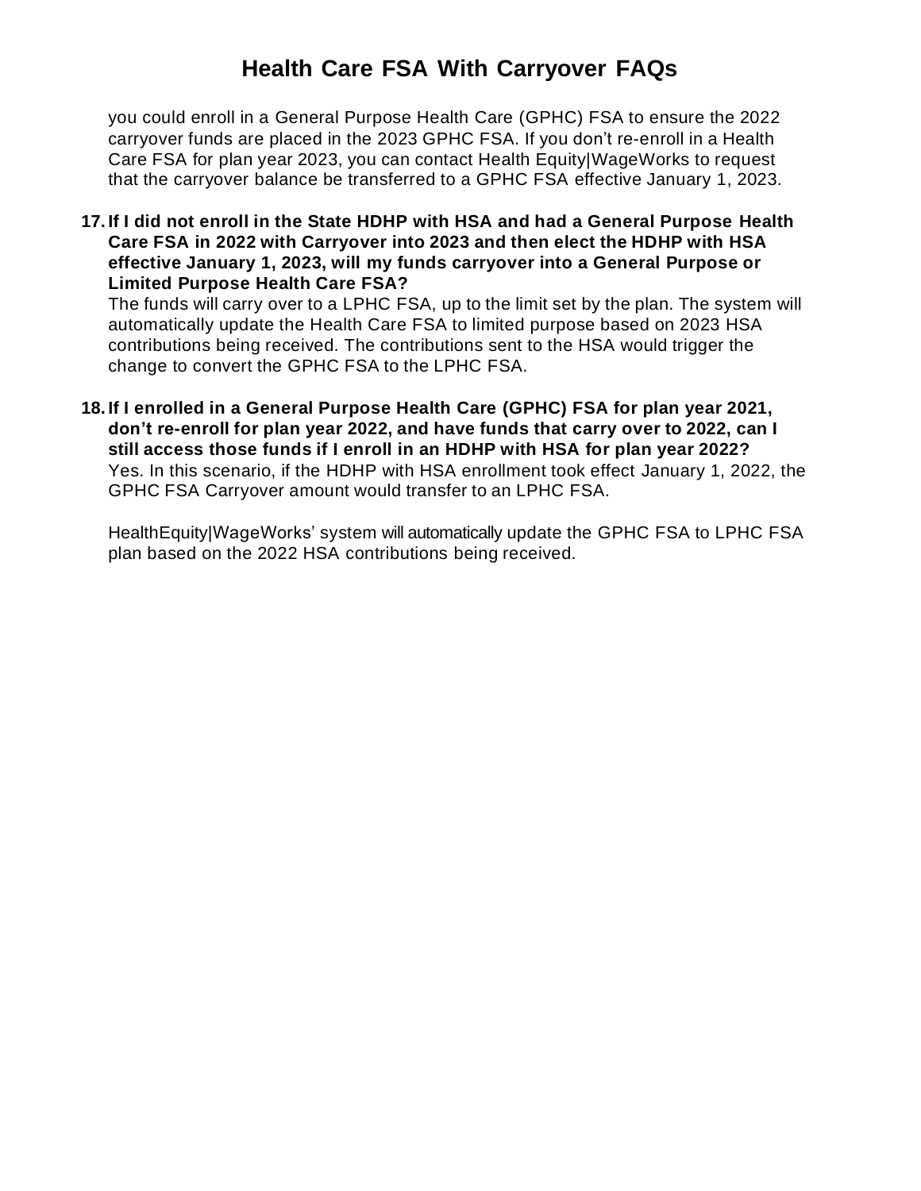you could enroll in a General Purpose Health Care (GPHC) FSA to ensure the 2022 carryover funds are placed in the 2023 GPHC FSA. If you don't re-enroll in a Health Care FSA for plan year 2023, you can contact Health Equity|WageWorks to request that the carryover balance be transferred to a GPHC FSA effective January 1, 2023.

17. **If I did not enroll in the State HDHP with HSA and had a General Purpose Health Care FSA in 2022 with Carryover into 2023 and then elect the HDHP with HSA effective January 1, 2023, will my funds carryover into a General Purpose or Limited Purpose Health Care FSA?**
    The funds will carry over to a LPHC FSA, up to the limit set by the plan. The system will automatically update the Health Care FSA to limited purpose based on 2023 HSA contributions being received. The contributions sent to the HSA would trigger the change to convert the GPHC FSA to the LPHC FSA.

18. **If I enrolled in a General Purpose Health Care (GPHC) FSA for plan year 2021, don't re-enroll for plan year 2022, and have funds that carry over to 2022, can I still access those funds if I enroll in an HDHP with HSA for plan year 2022?**
    Yes. In this scenario, if the HDHP with HSA enrollment took effect January 1, 2022, the GPHC FSA Carryover amount would transfer to an LPHC FSA.

    HealthEquity|WageWorks' system will automatically update the GPHC FSA to LPHC FSA plan based on the 2022 HSA contributions being received.